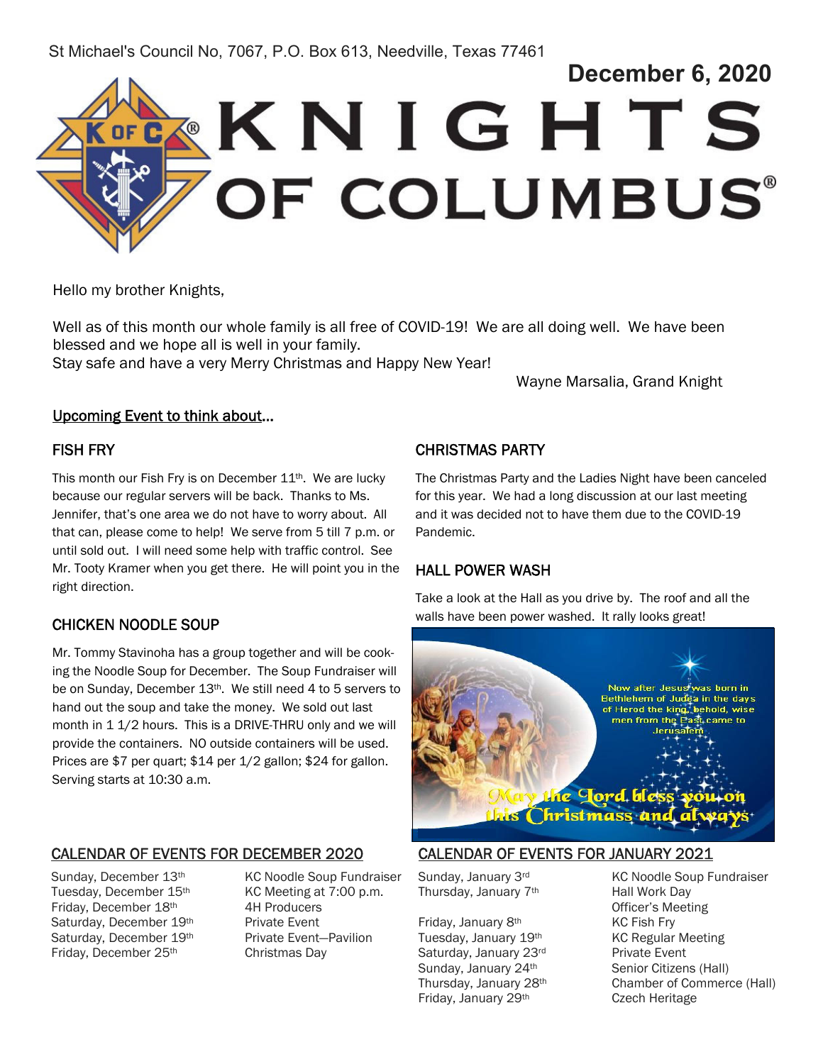St Michael's Council No, 7067, P.O. Box 613, Needville, Texas 77461

**December 6, 2020**

# KNIGHTS OF COLUMBUS®

Hello my brother Knights,

Well as of this month our whole family is all free of COVID-19! We are all doing well. We have been blessed and we hope all is well in your family.
Stay safe and have a very Merry Christmas and Happy New Year!

Wayne Marsalia, Grand Knight

Upcoming Event to think about…

## FISH FRY

This month our Fish Fry is on December 11th. We are lucky because our regular servers will be back. Thanks to Ms. Jennifer, that's one area we do not have to worry about. All that can, please come to help! We serve from 5 till 7 p.m. or until sold out. I will need some help with traffic control. See Mr. Tooty Kramer when you get there. He will point you in the right direction.

## CHICKEN NOODLE SOUP

Mr. Tommy Stavinoha has a group together and will be cooking the Noodle Soup for December. The Soup Fundraiser will be on Sunday, December 13th. We still need 4 to 5 servers to hand out the soup and take the money. We sold out last month in 1 1/2 hours. This is a DRIVE-THRU only and we will provide the containers. NO outside containers will be used. Prices are $7 per quart; $14 per 1/2 gallon; $24 for gallon. Serving starts at 10:30 a.m.

## CHRISTMAS PARTY

The Christmas Party and the Ladies Night have been canceled for this year. We had a long discussion at our last meeting and it was decided not to have them due to the COVID-19 Pandemic.

## HALL POWER WASH

Take a look at the Hall as you drive by. The roof and all the walls have been power washed. It rally looks great!

Now after Jesus was born in Bethlehem of Judea in the days of Herod the king, behold, wise men from the East came to Jerusalem

May the Lord bless you on this Christmass and always

## CALENDAR OF EVENTS FOR DECEMBER 2020

| | |
|---|---|
| Sunday, December 13th | KC Noodle Soup Fundraiser |
| Tuesday, December 15th | KC Meeting at 7:00 p.m. |
| Friday, December 18th | 4H Producers |
| Saturday, December 19th | Private Event |
| Saturday, December 19th | Private Event—Pavilion |
| Friday, December 25th | Christmas Day |

## CALENDAR OF EVENTS FOR JANUARY 2021

| | |
|---|---|
| Sunday, January 3rd | KC Noodle Soup Fundraiser |
| Thursday, January 7th | Hall Work Day |
| | Officer's Meeting |
| Friday, January 8th | KC Fish Fry |
| Tuesday, January 19th | KC Regular Meeting |
| Saturday, January 23rd | Private Event |
| Sunday, January 24th | Senior Citizens (Hall) |
| Thursday, January 28th | Chamber of Commerce (Hall) |
| Friday, January 29th | Czech Heritage |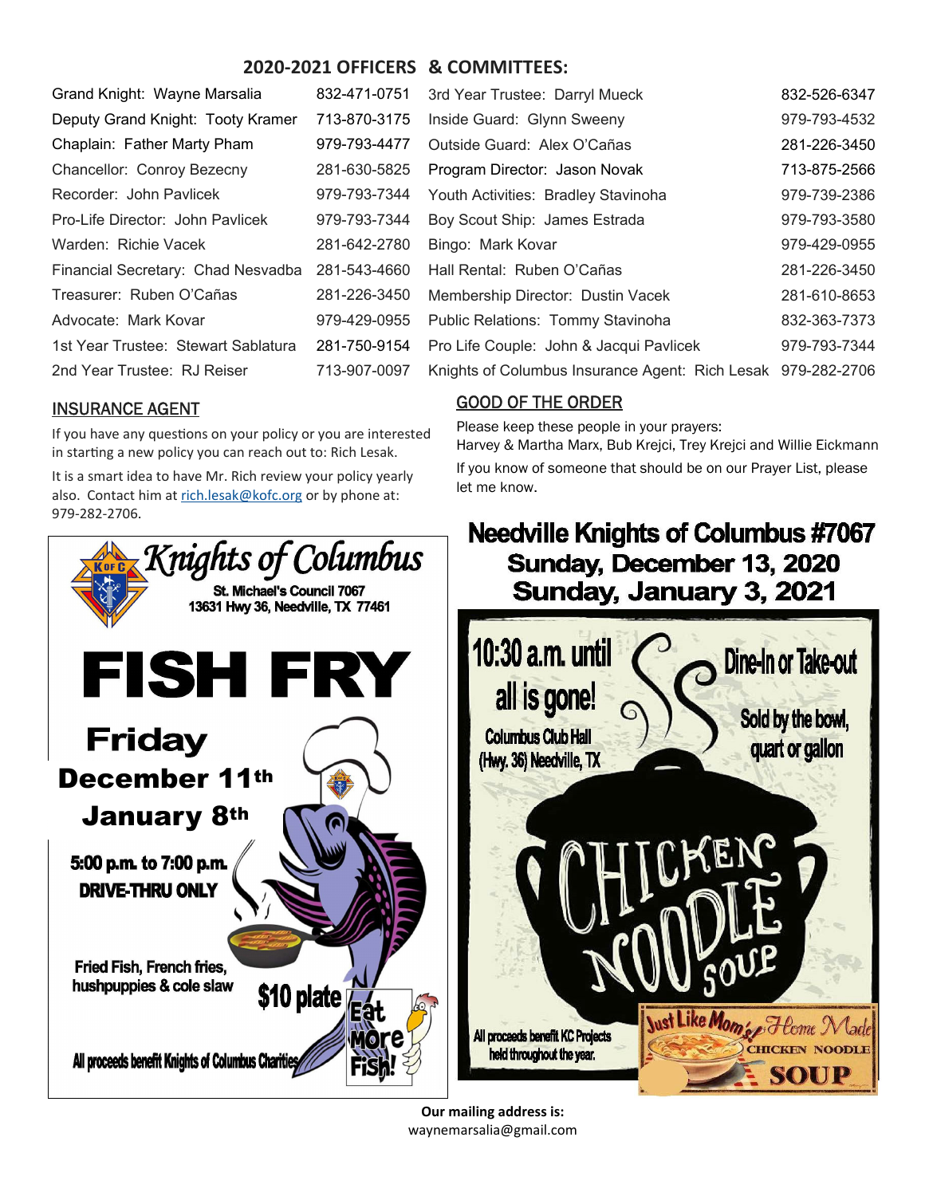## 2020-2021 OFFICERS & COMMITTEES:

| | | | |
|---|---|---|---|
| Grand Knight: Wayne Marsalia | 832-471-0751 | 3rd Year Trustee: Darryl Mueck | 832-526-6347 |
| Deputy Grand Knight: Tooty Kramer | 713-870-3175 | Inside Guard: Glynn Sweeny | 979-793-4532 |
| Chaplain: Father Marty Pham | 979-793-4477 | Outside Guard: Alex O'Cañas | 281-226-3450 |
| Chancellor: Conroy Bezecny | 281-630-5825 | Program Director: Jason Novak | 713-875-2566 |
| Recorder: John Pavlicek | 979-793-7344 | Youth Activities: Bradley Stavinoha | 979-739-2386 |
| Pro-Life Director: John Pavlicek | 979-793-7344 | Boy Scout Ship: James Estrada | 979-793-3580 |
| Warden: Richie Vacek | 281-642-2780 | Bingo: Mark Kovar | 979-429-0955 |
| Financial Secretary: Chad Nesvadba | 281-543-4660 | Hall Rental: Ruben O'Cañas | 281-226-3450 |
| Treasurer: Ruben O'Cañas | 281-226-3450 | Membership Director: Dustin Vacek | 281-610-8653 |
| Advocate: Mark Kovar | 979-429-0955 | Public Relations: Tommy Stavinoha | 832-363-7373 |
| 1st Year Trustee: Stewart Sablatura | 281-750-9154 | Pro Life Couple: John & Jacqui Pavlicek | 979-793-7344 |
| 2nd Year Trustee: RJ Reiser | 713-907-0097 | Knights of Columbus Insurance Agent: Rich Lesak | 979-282-2706 |

### INSURANCE AGENT

If you have any questions on your policy or you are interested in starting a new policy you can reach out to: Rich Lesak.

It is a smart idea to have Mr. Rich review your policy yearly also. Contact him at rich.lesak@kofc.org or by phone at: 979-282-2706.

### GOOD OF THE ORDER

Please keep these people in your prayers:
Harvey & Martha Marx, Bub Krejci, Trey Krejci and Willie Eickmann

If you know of someone that should be on our Prayer List, please let me know.

## Knights of Columbus
St. Michael's Council 7067
13631 Hwy 36, Needville, TX 77461

# FISH FRY

**Friday**
**December 11th**
**January 8th**

5:00 p.m. to 7:00 p.m.
DRIVE-THRU ONLY

Fried Fish, French fries, hushpuppies & cole slaw

**$10 plate**

Eat More Fish!

All proceeds benefit Knights of Columbus Charities

## Needville Knights of Columbus #7067
**Sunday, December 13, 2020**
**Sunday, January 3, 2021**

10:30 a.m. until all is gone!

Columbus Club Hall (Hwy. 36) Needville, TX

Dine-In or Take-out

Sold by the bowl, quart or gallon

# CHICKEN NOODLE SOUP

All proceeds benefit KC Projects held throughout the year.

Just Like Mom's Home Made CHICKEN NOODLE SOUP

**Our mailing address is:**
waynemarsalia@gmail.com